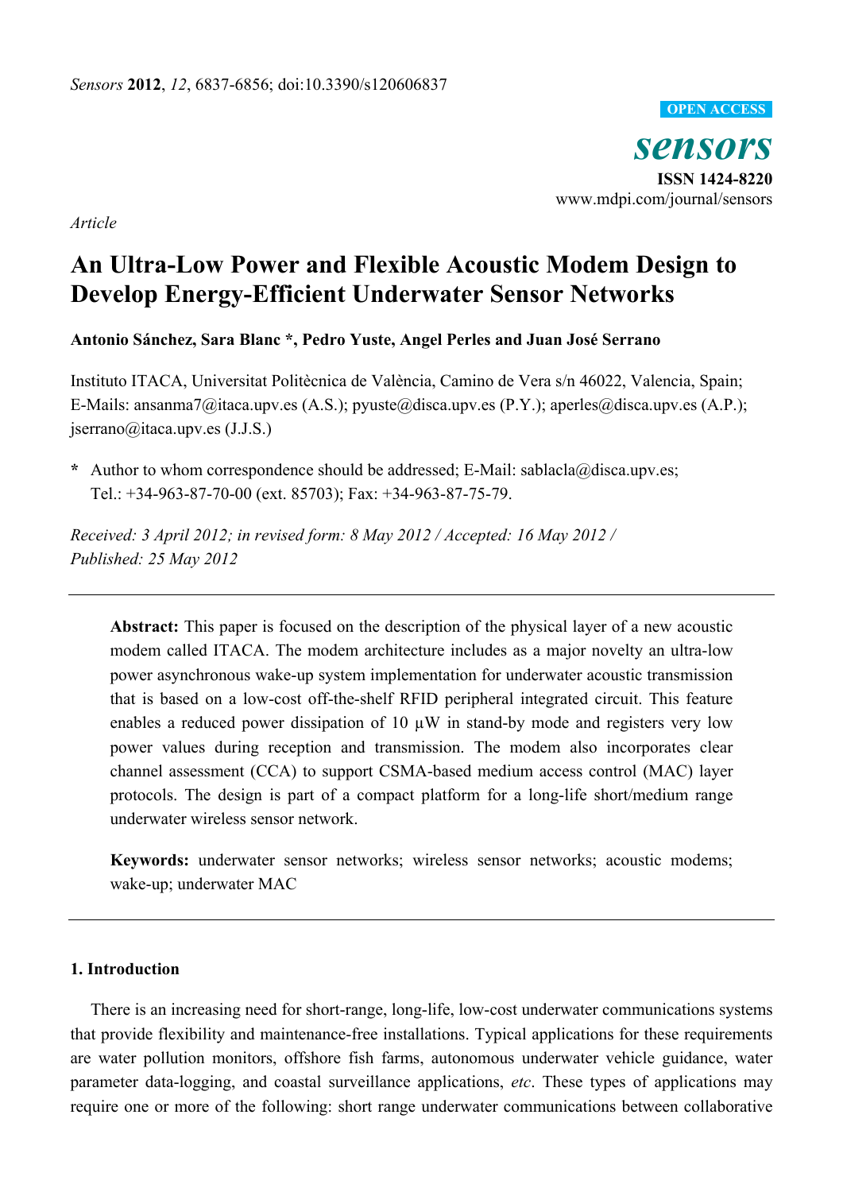*Article*

# An Ultra-Low Power and Flexible Acoustic Modem Design to Develop Energy-Efficient Underwater Sensor Networks

**Antonio Sánchez, Sara Blanc \*, Pedro Yuste, Angel Perles and Juan José Serrano**

Instituto ITACA, Universitat Politècnica de València, Camino de Vera s/n 46022, Valencia, Spain; E-Mails: ansanma7@itaca.upv.es (A.S.); pyuste@disca.upv.es (P.Y.); aperles@disca.upv.es (A.P.); jserrano@itaca.upv.es (J.J.S.)

**\*** Author to whom correspondence should be addressed; E-Mail: sablacla@disca.upv.es; Tel.: +34-963-87-70-00 (ext. 85703); Fax: +34-963-87-75-79.

*Received: 3 April 2012; in revised form: 8 May 2012 / Accepted: 16 May 2012 / Published: 25 May 2012*

**Abstract:** This paper is focused on the description of the physical layer of a new acoustic modem called ITACA. The modem architecture includes as a major novelty an ultra-low power asynchronous wake-up system implementation for underwater acoustic transmission that is based on a low-cost off-the-shelf RFID peripheral integrated circuit. This feature enables a reduced power dissipation of 10 µW in stand-by mode and registers very low power values during reception and transmission. The modem also incorporates clear channel assessment (CCA) to support CSMA-based medium access control (MAC) layer protocols. The design is part of a compact platform for a long-life short/medium range underwater wireless sensor network.

**Keywords:** underwater sensor networks; wireless sensor networks; acoustic modems; wake-up; underwater MAC

## 1. Introduction

There is an increasing need for short-range, long-life, low-cost underwater communications systems that provide flexibility and maintenance-free installations. Typical applications for these requirements are water pollution monitors, offshore fish farms, autonomous underwater vehicle guidance, water parameter data-logging, and coastal surveillance applications, *etc*. These types of applications may require one or more of the following: short range underwater communications between collaborative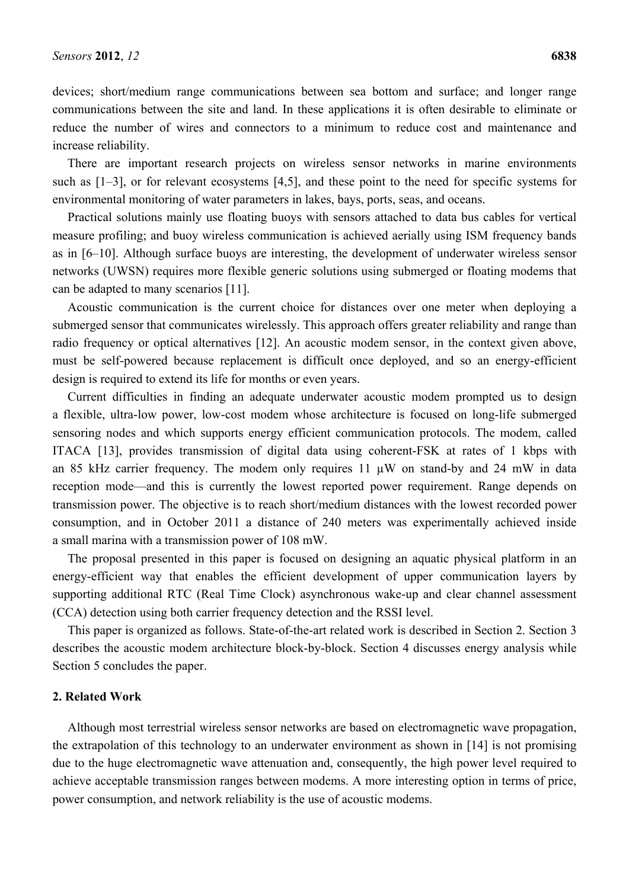devices; short/medium range communications between sea bottom and surface; and longer range communications between the site and land. In these applications it is often desirable to eliminate or reduce the number of wires and connectors to a minimum to reduce cost and maintenance and increase reliability.

There are important research projects on wireless sensor networks in marine environments such as [1–3], or for relevant ecosystems [4,5], and these point to the need for specific systems for environmental monitoring of water parameters in lakes, bays, ports, seas, and oceans.

Practical solutions mainly use floating buoys with sensors attached to data bus cables for vertical measure profiling; and buoy wireless communication is achieved aerially using ISM frequency bands as in [6–10]. Although surface buoys are interesting, the development of underwater wireless sensor networks (UWSN) requires more flexible generic solutions using submerged or floating modems that can be adapted to many scenarios [11].

Acoustic communication is the current choice for distances over one meter when deploying a submerged sensor that communicates wirelessly. This approach offers greater reliability and range than radio frequency or optical alternatives [12]. An acoustic modem sensor, in the context given above, must be self-powered because replacement is difficult once deployed, and so an energy-efficient design is required to extend its life for months or even years.

Current difficulties in finding an adequate underwater acoustic modem prompted us to design a flexible, ultra-low power, low-cost modem whose architecture is focused on long-life submerged sensoring nodes and which supports energy efficient communication protocols. The modem, called ITACA [13], provides transmission of digital data using coherent-FSK at rates of 1 kbps with an 85 kHz carrier frequency. The modem only requires 11 µW on stand-by and 24 mW in data reception mode—and this is currently the lowest reported power requirement. Range depends on transmission power. The objective is to reach short/medium distances with the lowest recorded power consumption, and in October 2011 a distance of 240 meters was experimentally achieved inside a small marina with a transmission power of 108 mW.

The proposal presented in this paper is focused on designing an aquatic physical platform in an energy-efficient way that enables the efficient development of upper communication layers by supporting additional RTC (Real Time Clock) asynchronous wake-up and clear channel assessment (CCA) detection using both carrier frequency detection and the RSSI level.

This paper is organized as follows. State-of-the-art related work is described in Section 2. Section 3 describes the acoustic modem architecture block-by-block. Section 4 discusses energy analysis while Section 5 concludes the paper.

## 2. Related Work

Although most terrestrial wireless sensor networks are based on electromagnetic wave propagation, the extrapolation of this technology to an underwater environment as shown in [14] is not promising due to the huge electromagnetic wave attenuation and, consequently, the high power level required to achieve acceptable transmission ranges between modems. A more interesting option in terms of price, power consumption, and network reliability is the use of acoustic modems.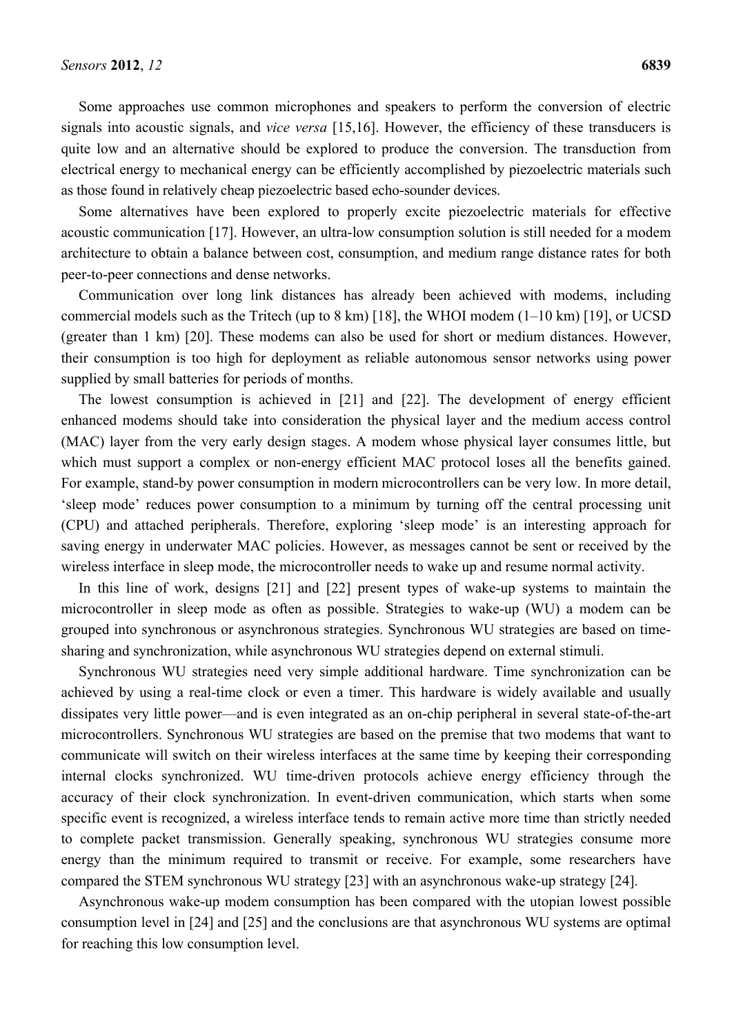Some approaches use common microphones and speakers to perform the conversion of electric signals into acoustic signals, and *vice versa* [15,16]. However, the efficiency of these transducers is quite low and an alternative should be explored to produce the conversion. The transduction from electrical energy to mechanical energy can be efficiently accomplished by piezoelectric materials such as those found in relatively cheap piezoelectric based echo-sounder devices.

Some alternatives have been explored to properly excite piezoelectric materials for effective acoustic communication [17]. However, an ultra-low consumption solution is still needed for a modem architecture to obtain a balance between cost, consumption, and medium range distance rates for both peer-to-peer connections and dense networks.

Communication over long link distances has already been achieved with modems, including commercial models such as the Tritech (up to 8 km) [18], the WHOI modem (1–10 km) [19], or UCSD (greater than 1 km) [20]. These modems can also be used for short or medium distances. However, their consumption is too high for deployment as reliable autonomous sensor networks using power supplied by small batteries for periods of months.

The lowest consumption is achieved in [21] and [22]. The development of energy efficient enhanced modems should take into consideration the physical layer and the medium access control (MAC) layer from the very early design stages. A modem whose physical layer consumes little, but which must support a complex or non-energy efficient MAC protocol loses all the benefits gained. For example, stand-by power consumption in modern microcontrollers can be very low. In more detail, 'sleep mode' reduces power consumption to a minimum by turning off the central processing unit (CPU) and attached peripherals. Therefore, exploring 'sleep mode' is an interesting approach for saving energy in underwater MAC policies. However, as messages cannot be sent or received by the wireless interface in sleep mode, the microcontroller needs to wake up and resume normal activity.

In this line of work, designs [21] and [22] present types of wake-up systems to maintain the microcontroller in sleep mode as often as possible. Strategies to wake-up (WU) a modem can be grouped into synchronous or asynchronous strategies. Synchronous WU strategies are based on time-sharing and synchronization, while asynchronous WU strategies depend on external stimuli.

Synchronous WU strategies need very simple additional hardware. Time synchronization can be achieved by using a real-time clock or even a timer. This hardware is widely available and usually dissipates very little power—and is even integrated as an on-chip peripheral in several state-of-the-art microcontrollers. Synchronous WU strategies are based on the premise that two modems that want to communicate will switch on their wireless interfaces at the same time by keeping their corresponding internal clocks synchronized. WU time-driven protocols achieve energy efficiency through the accuracy of their clock synchronization. In event-driven communication, which starts when some specific event is recognized, a wireless interface tends to remain active more time than strictly needed to complete packet transmission. Generally speaking, synchronous WU strategies consume more energy than the minimum required to transmit or receive. For example, some researchers have compared the STEM synchronous WU strategy [23] with an asynchronous wake-up strategy [24].

Asynchronous wake-up modem consumption has been compared with the utopian lowest possible consumption level in [24] and [25] and the conclusions are that asynchronous WU systems are optimal for reaching this low consumption level.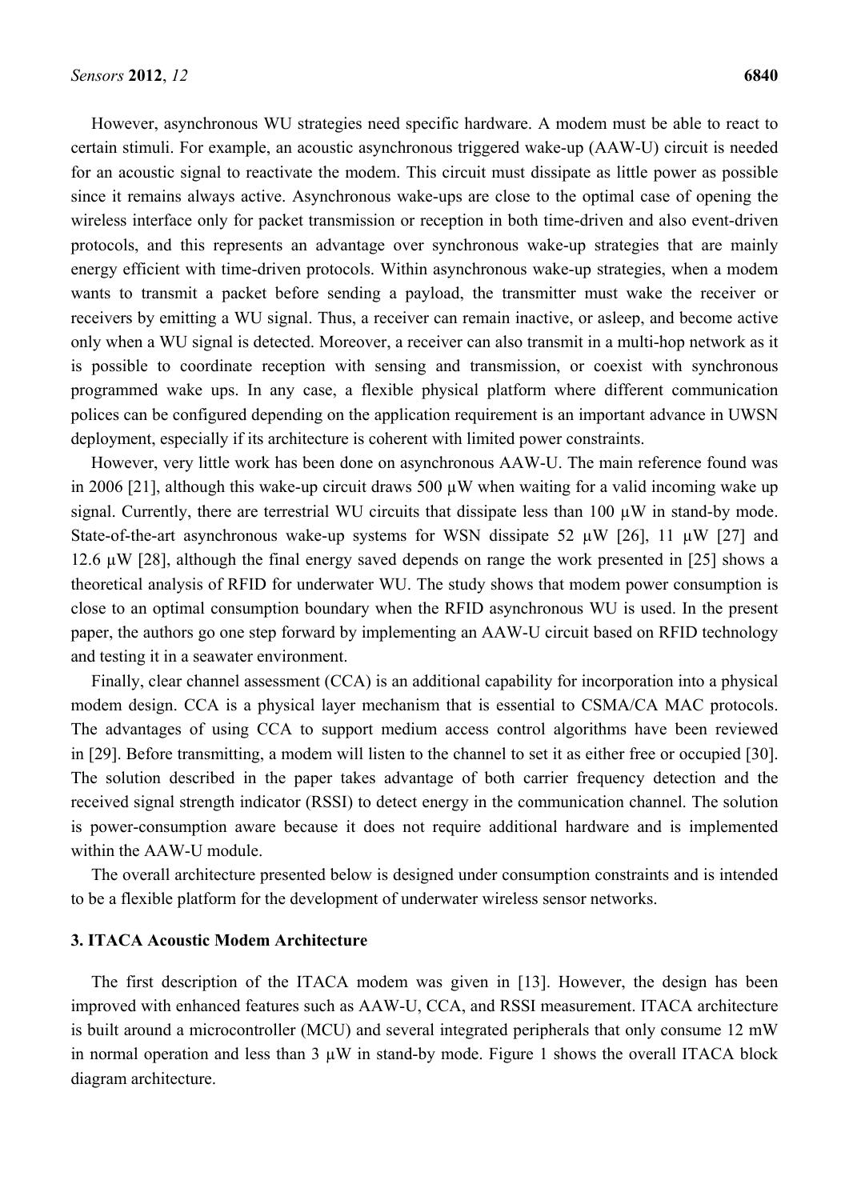However, asynchronous WU strategies need specific hardware. A modem must be able to react to certain stimuli. For example, an acoustic asynchronous triggered wake-up (AAW-U) circuit is needed for an acoustic signal to reactivate the modem. This circuit must dissipate as little power as possible since it remains always active. Asynchronous wake-ups are close to the optimal case of opening the wireless interface only for packet transmission or reception in both time-driven and also event-driven protocols, and this represents an advantage over synchronous wake-up strategies that are mainly energy efficient with time-driven protocols. Within asynchronous wake-up strategies, when a modem wants to transmit a packet before sending a payload, the transmitter must wake the receiver or receivers by emitting a WU signal. Thus, a receiver can remain inactive, or asleep, and become active only when a WU signal is detected. Moreover, a receiver can also transmit in a multi-hop network as it is possible to coordinate reception with sensing and transmission, or coexist with synchronous programmed wake ups. In any case, a flexible physical platform where different communication polices can be configured depending on the application requirement is an important advance in UWSN deployment, especially if its architecture is coherent with limited power constraints.

However, very little work has been done on asynchronous AAW-U. The main reference found was in 2006 [21], although this wake-up circuit draws 500 µW when waiting for a valid incoming wake up signal. Currently, there are terrestrial WU circuits that dissipate less than 100 µW in stand-by mode. State-of-the-art asynchronous wake-up systems for WSN dissipate 52 µW [26], 11 µW [27] and 12.6 µW [28], although the final energy saved depends on range the work presented in [25] shows a theoretical analysis of RFID for underwater WU. The study shows that modem power consumption is close to an optimal consumption boundary when the RFID asynchronous WU is used. In the present paper, the authors go one step forward by implementing an AAW-U circuit based on RFID technology and testing it in a seawater environment.

Finally, clear channel assessment (CCA) is an additional capability for incorporation into a physical modem design. CCA is a physical layer mechanism that is essential to CSMA/CA MAC protocols. The advantages of using CCA to support medium access control algorithms have been reviewed in [29]. Before transmitting, a modem will listen to the channel to set it as either free or occupied [30]. The solution described in the paper takes advantage of both carrier frequency detection and the received signal strength indicator (RSSI) to detect energy in the communication channel. The solution is power-consumption aware because it does not require additional hardware and is implemented within the AAW-U module.

The overall architecture presented below is designed under consumption constraints and is intended to be a flexible platform for the development of underwater wireless sensor networks.

## 3. ITACA Acoustic Modem Architecture

The first description of the ITACA modem was given in [13]. However, the design has been improved with enhanced features such as AAW-U, CCA, and RSSI measurement. ITACA architecture is built around a microcontroller (MCU) and several integrated peripherals that only consume 12 mW in normal operation and less than 3 µW in stand-by mode. Figure 1 shows the overall ITACA block diagram architecture.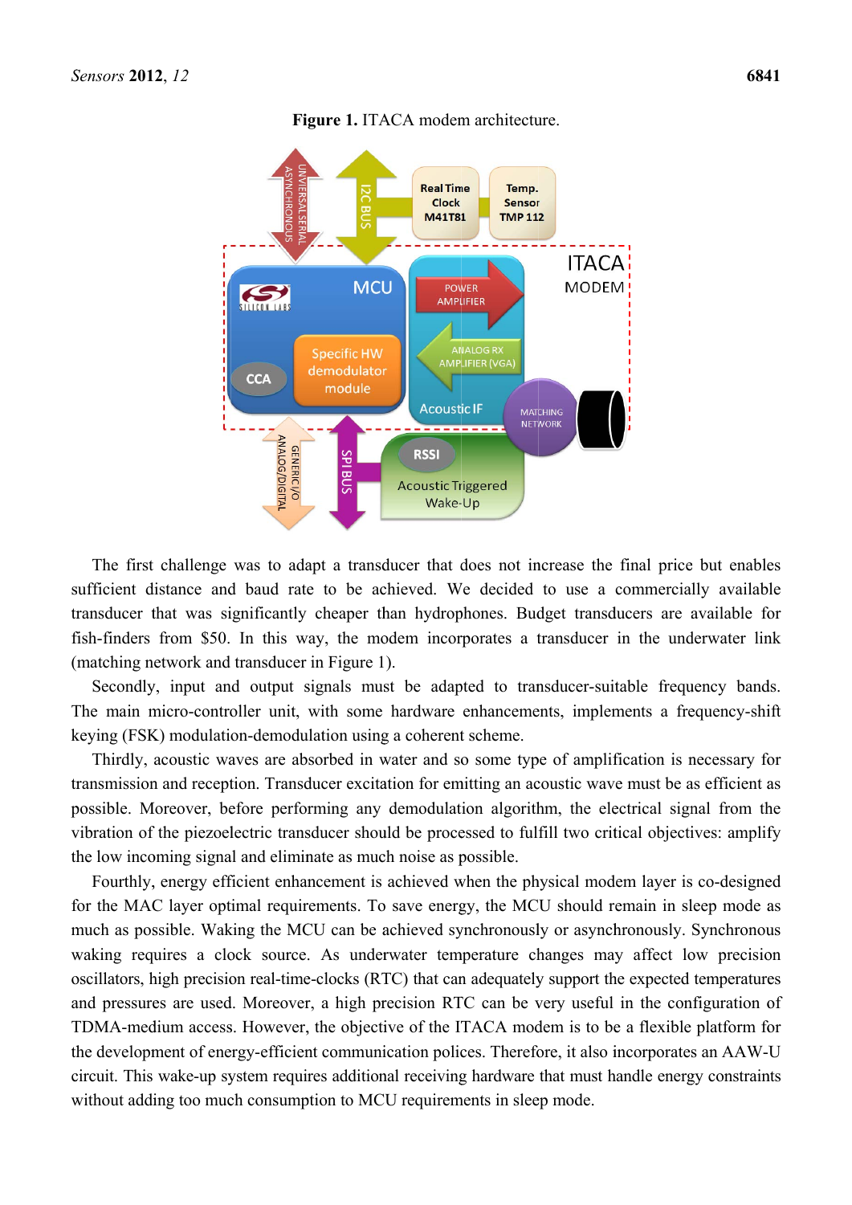**Figure 1.** ITACA modem architecture.

The first challenge was to adapt a transducer that does not increase the final price but enables sufficient distance and baud rate to be achieved. We decided to use a commercially available transducer that was significantly cheaper than hydrophones. Budget transducers are available for fish-finders from $50. In this way, the modem incorporates a transducer in the underwater link (matching network and transducer in Figure 1).

Secondly, input and output signals must be adapted to transducer-suitable frequency bands. The main micro-controller unit, with some hardware enhancements, implements a frequency-shift keying (FSK) modulation-demodulation using a coherent scheme.

Thirdly, acoustic waves are absorbed in water and so some type of amplification is necessary for transmission and reception. Transducer excitation for emitting an acoustic wave must be as efficient as possible. Moreover, before performing any demodulation algorithm, the electrical signal from the vibration of the piezoelectric transducer should be processed to fulfill two critical objectives: amplify the low incoming signal and eliminate as much noise as possible.

Fourthly, energy efficient enhancement is achieved when the physical modem layer is co-designed for the MAC layer optimal requirements. To save energy, the MCU should remain in sleep mode as much as possible. Waking the MCU can be achieved synchronously or asynchronously. Synchronous waking requires a clock source. As underwater temperature changes may affect low precision oscillators, high precision real-time-clocks (RTC) that can adequately support the expected temperatures and pressures are used. Moreover, a high precision RTC can be very useful in the configuration of TDMA-medium access. However, the objective of the ITACA modem is to be a flexible platform for the development of energy-efficient communication polices. Therefore, it also incorporates an AAW-U circuit. This wake-up system requires additional receiving hardware that must handle energy constraints without adding too much consumption to MCU requirements in sleep mode.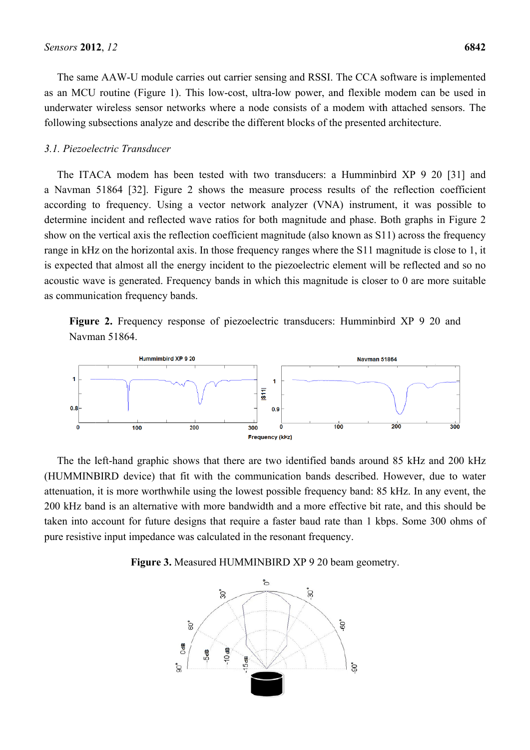The same AAW-U module carries out carrier sensing and RSSI. The CCA software is implemented as an MCU routine (Figure 1). This low-cost, ultra-low power, and flexible modem can be used in underwater wireless sensor networks where a node consists of a modem with attached sensors. The following subsections analyze and describe the different blocks of the presented architecture.

### *3.1. Piezoelectric Transducer*

The ITACA modem has been tested with two transducers: a Humminbird XP 9 20 [31] and a Navman 51864 [32]. Figure 2 shows the measure process results of the reflection coefficient according to frequency. Using a vector network analyzer (VNA) instrument, it was possible to determine incident and reflected wave ratios for both magnitude and phase. Both graphs in Figure 2 show on the vertical axis the reflection coefficient magnitude (also known as S11) across the frequency range in kHz on the horizontal axis. In those frequency ranges where the S11 magnitude is close to 1, it is expected that almost all the energy incident to the piezoelectric element will be reflected and so no acoustic wave is generated. Frequency bands in which this magnitude is closer to 0 are more suitable as communication frequency bands.

**Figure 2.** Frequency response of piezoelectric transducers: Humminbird XP 9 20 and Navman 51864.

The the left-hand graphic shows that there are two identified bands around 85 kHz and 200 kHz (HUMMINBIRD device) that fit with the communication bands described. However, due to water attenuation, it is more worthwhile using the lowest possible frequency band: 85 kHz. In any event, the 200 kHz band is an alternative with more bandwidth and a more effective bit rate, and this should be taken into account for future designs that require a faster baud rate than 1 kbps. Some 300 ohms of pure resistive input impedance was calculated in the resonant frequency.

**Figure 3.** Measured HUMMINBIRD XP 9 20 beam geometry.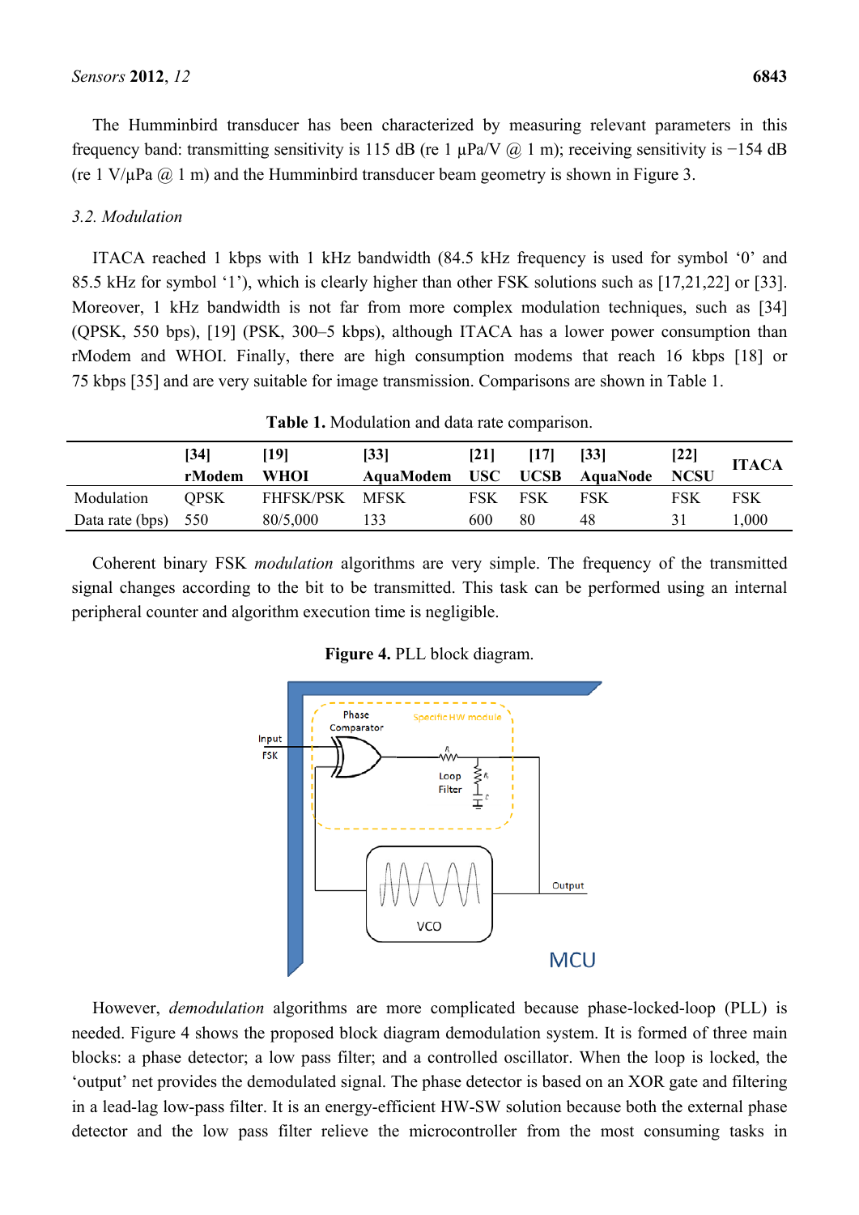The Humminbird transducer has been characterized by measuring relevant parameters in this frequency band: transmitting sensitivity is 115 dB (re 1 µPa/V @ 1 m); receiving sensitivity is −154 dB (re 1 V/µPa @ 1 m) and the Humminbird transducer beam geometry is shown in Figure 3.

### 3.2. Modulation

ITACA reached 1 kbps with 1 kHz bandwidth (84.5 kHz frequency is used for symbol '0' and 85.5 kHz for symbol '1'), which is clearly higher than other FSK solutions such as [17,21,22] or [33]. Moreover, 1 kHz bandwidth is not far from more complex modulation techniques, such as [34] (QPSK, 550 bps), [19] (PSK, 300–5 kbps), although ITACA has a lower power consumption than rModem and WHOI. Finally, there are high consumption modems that reach 16 kbps [18] or 75 kbps [35] and are very suitable for image transmission. Comparisons are shown in Table 1.

**Table 1.** Modulation and data rate comparison.

| | [34] rModem | [19] WHOI | [33] AquaModem | [21] USC | [17] UCSB | [33] AquaNode | [22] NCSU | ITACA |
|---|---|---|---|---|---|---|---|---|
| Modulation | QPSK | FHFSK/PSK | MFSK | FSK | FSK | FSK | FSK | FSK |
| Data rate (bps) | 550 | 80/5,000 | 133 | 600 | 80 | 48 | 31 | 1,000 |

Coherent binary FSK *modulation* algorithms are very simple. The frequency of the transmitted signal changes according to the bit to be transmitted. This task can be performed using an internal peripheral counter and algorithm execution time is negligible.

**Figure 4.** PLL block diagram.

However, *demodulation* algorithms are more complicated because phase-locked-loop (PLL) is needed. Figure 4 shows the proposed block diagram demodulation system. It is formed of three main blocks: a phase detector; a low pass filter; and a controlled oscillator. When the loop is locked, the 'output' net provides the demodulated signal. The phase detector is based on an XOR gate and filtering in a lead-lag low-pass filter. It is an energy-efficient HW-SW solution because both the external phase detector and the low pass filter relieve the microcontroller from the most consuming tasks in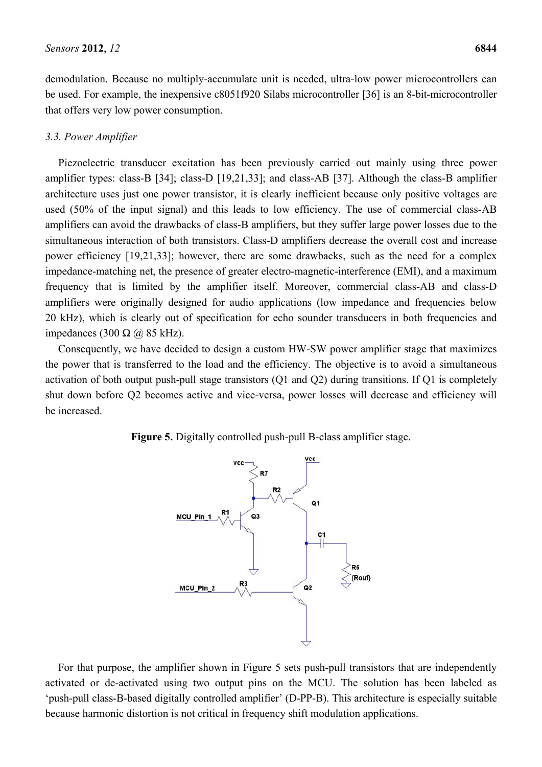demodulation. Because no multiply-accumulate unit is needed, ultra-low power microcontrollers can be used. For example, the inexpensive c8051f920 Silabs microcontroller [36] is an 8-bit-microcontroller that offers very low power consumption.

### *3.3. Power Amplifier*

Piezoelectric transducer excitation has been previously carried out mainly using three power amplifier types: class-B [34]; class-D [19,21,33]; and class-AB [37]. Although the class-B amplifier architecture uses just one power transistor, it is clearly inefficient because only positive voltages are used (50% of the input signal) and this leads to low efficiency. The use of commercial class-AB amplifiers can avoid the drawbacks of class-B amplifiers, but they suffer large power losses due to the simultaneous interaction of both transistors. Class-D amplifiers decrease the overall cost and increase power efficiency [19,21,33]; however, there are some drawbacks, such as the need for a complex impedance-matching net, the presence of greater electro-magnetic-interference (EMI), and a maximum frequency that is limited by the amplifier itself. Moreover, commercial class-AB and class-D amplifiers were originally designed for audio applications (low impedance and frequencies below 20 kHz), which is clearly out of specification for echo sounder transducers in both frequencies and impedances (300 Ω @ 85 kHz).

Consequently, we have decided to design a custom HW-SW power amplifier stage that maximizes the power that is transferred to the load and the efficiency. The objective is to avoid a simultaneous activation of both output push-pull stage transistors (Q1 and Q2) during transitions. If Q1 is completely shut down before Q2 becomes active and vice-versa, power losses will decrease and efficiency will be increased.

**Figure 5.** Digitally controlled push-pull B-class amplifier stage.

For that purpose, the amplifier shown in Figure 5 sets push-pull transistors that are independently activated or de-activated using two output pins on the MCU. The solution has been labeled as 'push-pull class-B-based digitally controlled amplifier' (D-PP-B). This architecture is especially suitable because harmonic distortion is not critical in frequency shift modulation applications.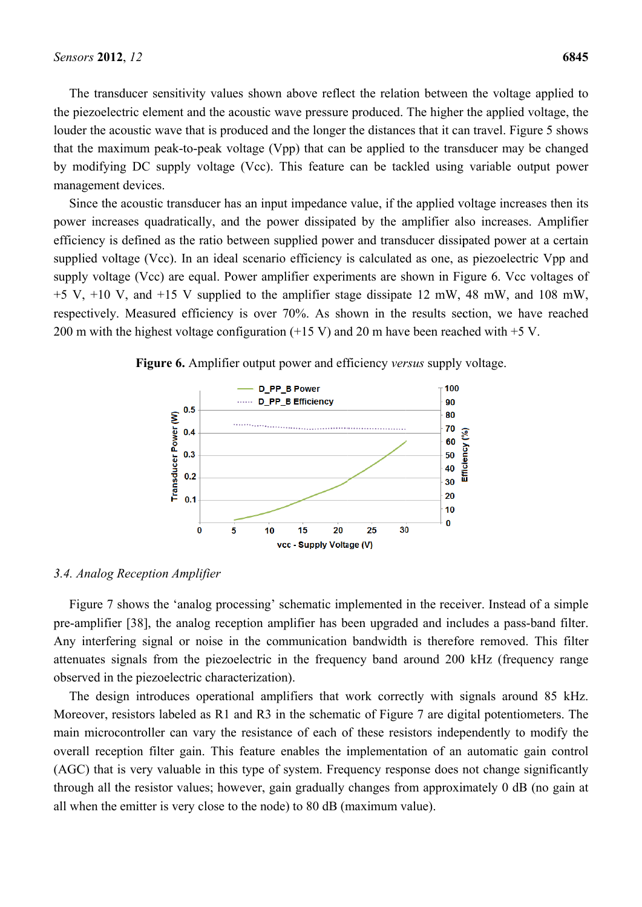The transducer sensitivity values shown above reflect the relation between the voltage applied to the piezoelectric element and the acoustic wave pressure produced. The higher the applied voltage, the louder the acoustic wave that is produced and the longer the distances that it can travel. Figure 5 shows that the maximum peak-to-peak voltage (Vpp) that can be applied to the transducer may be changed by modifying DC supply voltage (Vcc). This feature can be tackled using variable output power management devices.

Since the acoustic transducer has an input impedance value, if the applied voltage increases then its power increases quadratically, and the power dissipated by the amplifier also increases. Amplifier efficiency is defined as the ratio between supplied power and transducer dissipated power at a certain supplied voltage (Vcc). In an ideal scenario efficiency is calculated as one, as piezoelectric Vpp and supply voltage (Vcc) are equal. Power amplifier experiments are shown in Figure 6. Vcc voltages of +5 V, +10 V, and +15 V supplied to the amplifier stage dissipate 12 mW, 48 mW, and 108 mW, respectively. Measured efficiency is over 70%. As shown in the results section, we have reached 200 m with the highest voltage configuration (+15 V) and 20 m have been reached with +5 V.

**Figure 6.** Amplifier output power and efficiency *versus* supply voltage.

### 3.4. Analog Reception Amplifier

Figure 7 shows the 'analog processing' schematic implemented in the receiver. Instead of a simple pre-amplifier [38], the analog reception amplifier has been upgraded and includes a pass-band filter. Any interfering signal or noise in the communication bandwidth is therefore removed. This filter attenuates signals from the piezoelectric in the frequency band around 200 kHz (frequency range observed in the piezoelectric characterization).

The design introduces operational amplifiers that work correctly with signals around 85 kHz. Moreover, resistors labeled as R1 and R3 in the schematic of Figure 7 are digital potentiometers. The main microcontroller can vary the resistance of each of these resistors independently to modify the overall reception filter gain. This feature enables the implementation of an automatic gain control (AGC) that is very valuable in this type of system. Frequency response does not change significantly through all the resistor values; however, gain gradually changes from approximately 0 dB (no gain at all when the emitter is very close to the node) to 80 dB (maximum value).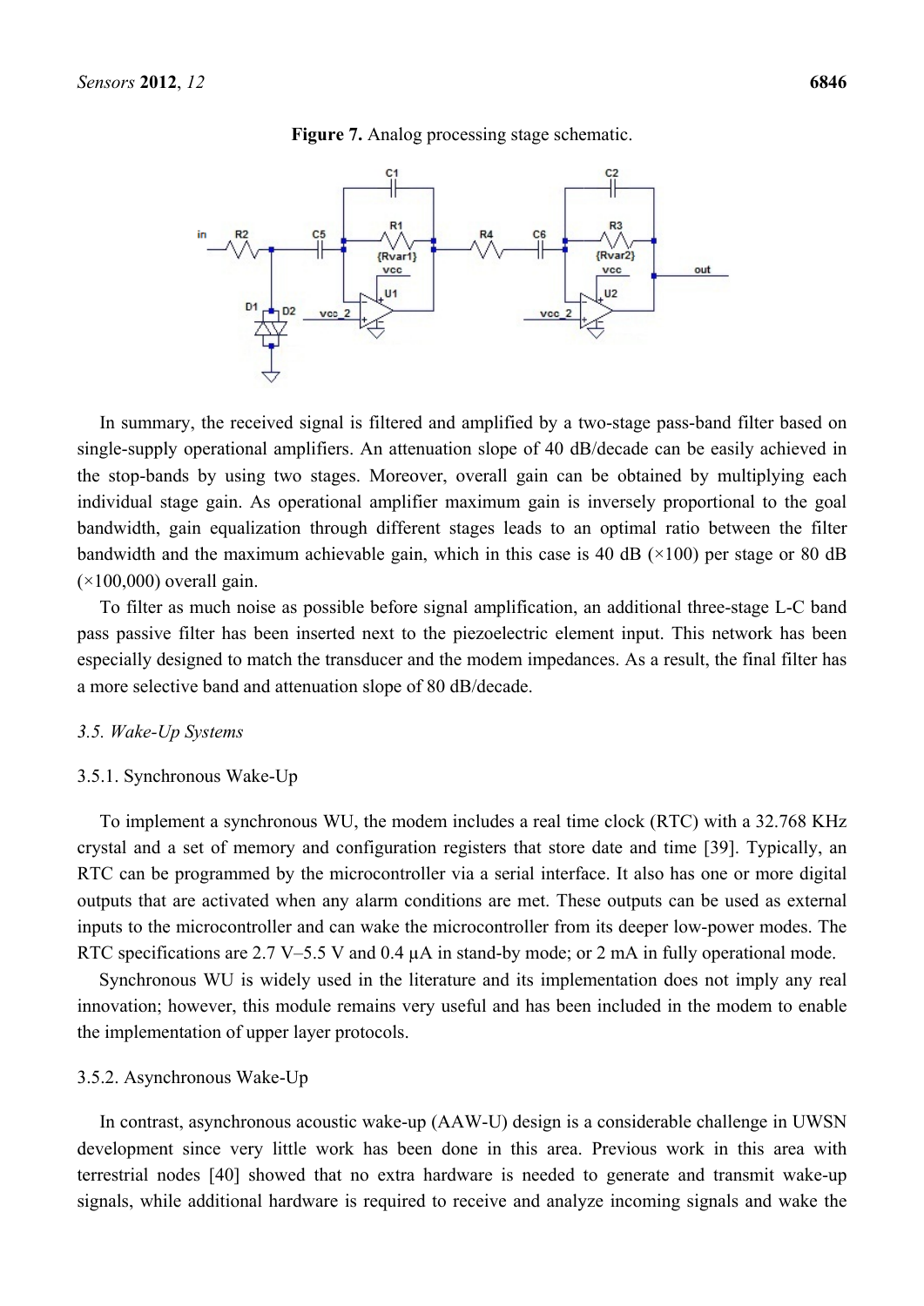**Figure 7.** Analog processing stage schematic.

In summary, the received signal is filtered and amplified by a two-stage pass-band filter based on single-supply operational amplifiers. An attenuation slope of 40 dB/decade can be easily achieved in the stop-bands by using two stages. Moreover, overall gain can be obtained by multiplying each individual stage gain. As operational amplifier maximum gain is inversely proportional to the goal bandwidth, gain equalization through different stages leads to an optimal ratio between the filter bandwidth and the maximum achievable gain, which in this case is 40 dB (×100) per stage or 80 dB (×100,000) overall gain.

To filter as much noise as possible before signal amplification, an additional three-stage L-C band pass passive filter has been inserted next to the piezoelectric element input. This network has been especially designed to match the transducer and the modem impedances. As a result, the final filter has a more selective band and attenuation slope of 80 dB/decade.

### *3.5. Wake-Up Systems*

#### 3.5.1. Synchronous Wake-Up

To implement a synchronous WU, the modem includes a real time clock (RTC) with a 32.768 KHz crystal and a set of memory and configuration registers that store date and time [39]. Typically, an RTC can be programmed by the microcontroller via a serial interface. It also has one or more digital outputs that are activated when any alarm conditions are met. These outputs can be used as external inputs to the microcontroller and can wake the microcontroller from its deeper low-power modes. The RTC specifications are 2.7 V–5.5 V and 0.4 µA in stand-by mode; or 2 mA in fully operational mode.

Synchronous WU is widely used in the literature and its implementation does not imply any real innovation; however, this module remains very useful and has been included in the modem to enable the implementation of upper layer protocols.

#### 3.5.2. Asynchronous Wake-Up

In contrast, asynchronous acoustic wake-up (AAW-U) design is a considerable challenge in UWSN development since very little work has been done in this area. Previous work in this area with terrestrial nodes [40] showed that no extra hardware is needed to generate and transmit wake-up signals, while additional hardware is required to receive and analyze incoming signals and wake the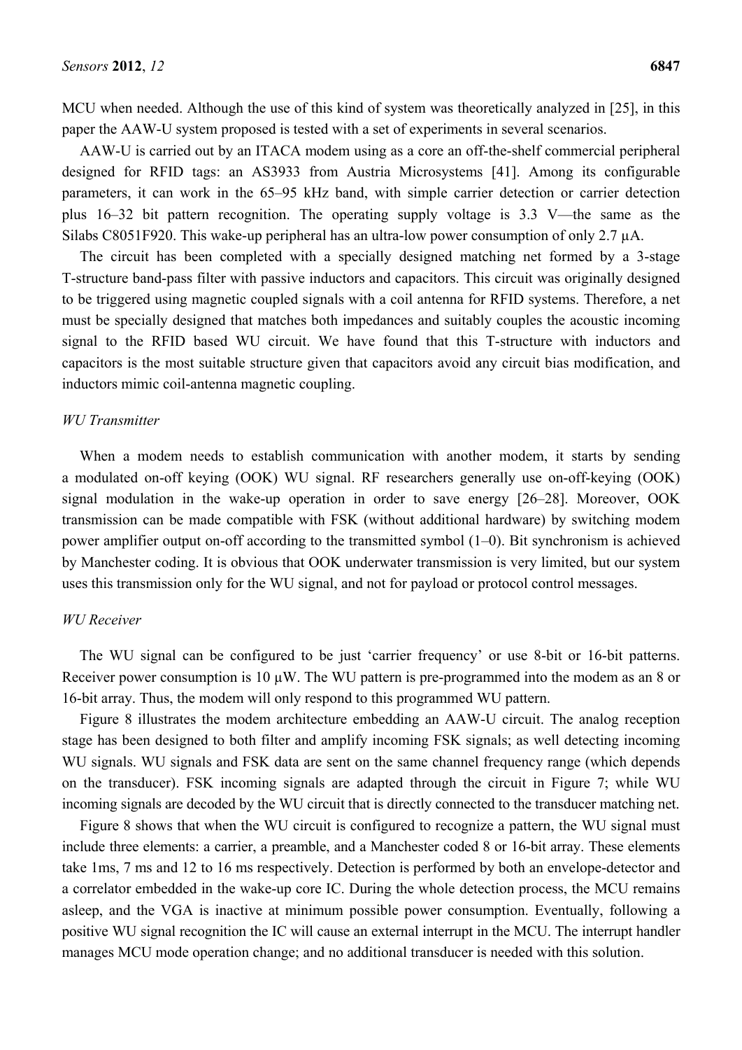MCU when needed. Although the use of this kind of system was theoretically analyzed in [25], in this paper the AAW-U system proposed is tested with a set of experiments in several scenarios.

AAW-U is carried out by an ITACA modem using as a core an off-the-shelf commercial peripheral designed for RFID tags: an AS3933 from Austria Microsystems [41]. Among its configurable parameters, it can work in the 65–95 kHz band, with simple carrier detection or carrier detection plus 16–32 bit pattern recognition. The operating supply voltage is 3.3 V—the same as the Silabs C8051F920. This wake-up peripheral has an ultra-low power consumption of only 2.7 µA.

The circuit has been completed with a specially designed matching net formed by a 3-stage T-structure band-pass filter with passive inductors and capacitors. This circuit was originally designed to be triggered using magnetic coupled signals with a coil antenna for RFID systems. Therefore, a net must be specially designed that matches both impedances and suitably couples the acoustic incoming signal to the RFID based WU circuit. We have found that this T-structure with inductors and capacitors is the most suitable structure given that capacitors avoid any circuit bias modification, and inductors mimic coil-antenna magnetic coupling.

*WU Transmitter*

When a modem needs to establish communication with another modem, it starts by sending a modulated on-off keying (OOK) WU signal. RF researchers generally use on-off-keying (OOK) signal modulation in the wake-up operation in order to save energy [26–28]. Moreover, OOK transmission can be made compatible with FSK (without additional hardware) by switching modem power amplifier output on-off according to the transmitted symbol (1–0). Bit synchronism is achieved by Manchester coding. It is obvious that OOK underwater transmission is very limited, but our system uses this transmission only for the WU signal, and not for payload or protocol control messages.

*WU Receiver*

The WU signal can be configured to be just 'carrier frequency' or use 8-bit or 16-bit patterns. Receiver power consumption is 10 µW. The WU pattern is pre-programmed into the modem as an 8 or 16-bit array. Thus, the modem will only respond to this programmed WU pattern.

Figure 8 illustrates the modem architecture embedding an AAW-U circuit. The analog reception stage has been designed to both filter and amplify incoming FSK signals; as well detecting incoming WU signals. WU signals and FSK data are sent on the same channel frequency range (which depends on the transducer). FSK incoming signals are adapted through the circuit in Figure 7; while WU incoming signals are decoded by the WU circuit that is directly connected to the transducer matching net.

Figure 8 shows that when the WU circuit is configured to recognize a pattern, the WU signal must include three elements: a carrier, a preamble, and a Manchester coded 8 or 16-bit array. These elements take 1ms, 7 ms and 12 to 16 ms respectively. Detection is performed by both an envelope-detector and a correlator embedded in the wake-up core IC. During the whole detection process, the MCU remains asleep, and the VGA is inactive at minimum possible power consumption. Eventually, following a positive WU signal recognition the IC will cause an external interrupt in the MCU. The interrupt handler manages MCU mode operation change; and no additional transducer is needed with this solution.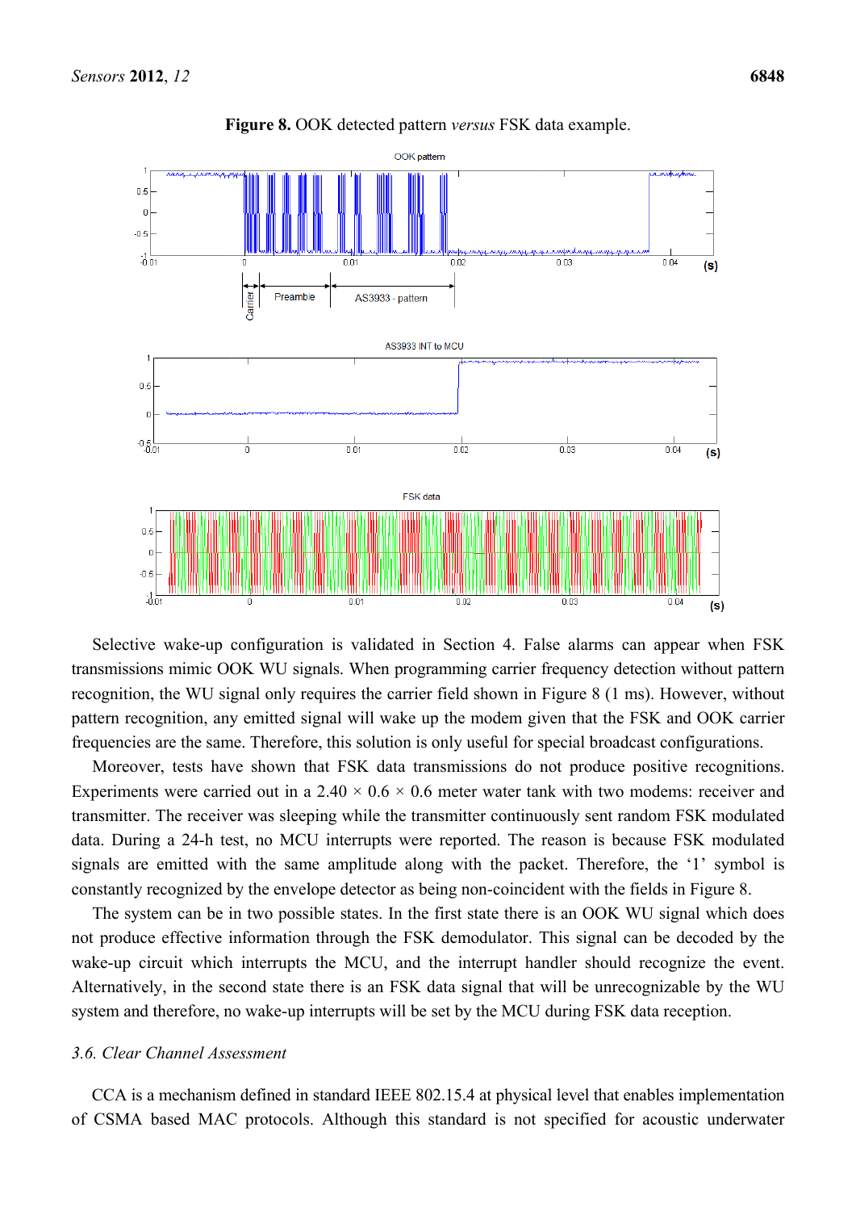**Figure 8.** OOK detected pattern *versus* FSK data example.

Selective wake-up configuration is validated in Section 4. False alarms can appear when FSK transmissions mimic OOK WU signals. When programming carrier frequency detection without pattern recognition, the WU signal only requires the carrier field shown in Figure 8 (1 ms). However, without pattern recognition, any emitted signal will wake up the modem given that the FSK and OOK carrier frequencies are the same. Therefore, this solution is only useful for special broadcast configurations.

Moreover, tests have shown that FSK data transmissions do not produce positive recognitions. Experiments were carried out in a 2.40 × 0.6 × 0.6 meter water tank with two modems: receiver and transmitter. The receiver was sleeping while the transmitter continuously sent random FSK modulated data. During a 24-h test, no MCU interrupts were reported. The reason is because FSK modulated signals are emitted with the same amplitude along with the packet. Therefore, the '1' symbol is constantly recognized by the envelope detector as being non-coincident with the fields in Figure 8.

The system can be in two possible states. In the first state there is an OOK WU signal which does not produce effective information through the FSK demodulator. This signal can be decoded by the wake-up circuit which interrupts the MCU, and the interrupt handler should recognize the event. Alternatively, in the second state there is an FSK data signal that will be unrecognizable by the WU system and therefore, no wake-up interrupts will be set by the MCU during FSK data reception.

### *3.6. Clear Channel Assessment*

CCA is a mechanism defined in standard IEEE 802.15.4 at physical level that enables implementation of CSMA based MAC protocols. Although this standard is not specified for acoustic underwater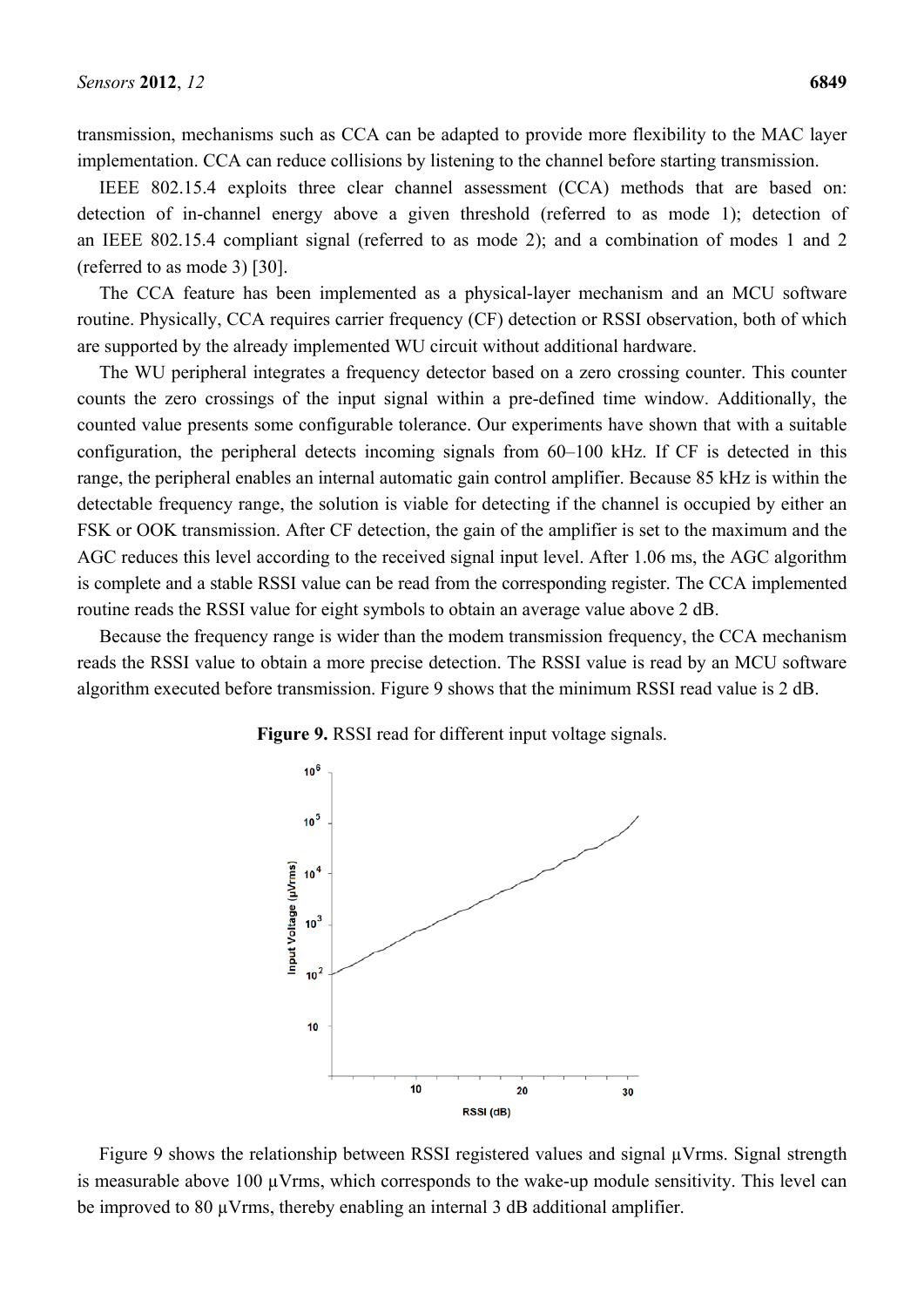transmission, mechanisms such as CCA can be adapted to provide more flexibility to the MAC layer implementation. CCA can reduce collisions by listening to the channel before starting transmission.

IEEE 802.15.4 exploits three clear channel assessment (CCA) methods that are based on: detection of in-channel energy above a given threshold (referred to as mode 1); detection of an IEEE 802.15.4 compliant signal (referred to as mode 2); and a combination of modes 1 and 2 (referred to as mode 3) [30].

The CCA feature has been implemented as a physical-layer mechanism and an MCU software routine. Physically, CCA requires carrier frequency (CF) detection or RSSI observation, both of which are supported by the already implemented WU circuit without additional hardware.

The WU peripheral integrates a frequency detector based on a zero crossing counter. This counter counts the zero crossings of the input signal within a pre-defined time window. Additionally, the counted value presents some configurable tolerance. Our experiments have shown that with a suitable configuration, the peripheral detects incoming signals from 60–100 kHz. If CF is detected in this range, the peripheral enables an internal automatic gain control amplifier. Because 85 kHz is within the detectable frequency range, the solution is viable for detecting if the channel is occupied by either an FSK or OOK transmission. After CF detection, the gain of the amplifier is set to the maximum and the AGC reduces this level according to the received signal input level. After 1.06 ms, the AGC algorithm is complete and a stable RSSI value can be read from the corresponding register. The CCA implemented routine reads the RSSI value for eight symbols to obtain an average value above 2 dB.

Because the frequency range is wider than the modem transmission frequency, the CCA mechanism reads the RSSI value to obtain a more precise detection. The RSSI value is read by an MCU software algorithm executed before transmission. Figure 9 shows that the minimum RSSI read value is 2 dB.

**Figure 9.** RSSI read for different input voltage signals.

Figure 9 shows the relationship between RSSI registered values and signal µVrms. Signal strength is measurable above 100 µVrms, which corresponds to the wake-up module sensitivity. This level can be improved to 80 µVrms, thereby enabling an internal 3 dB additional amplifier.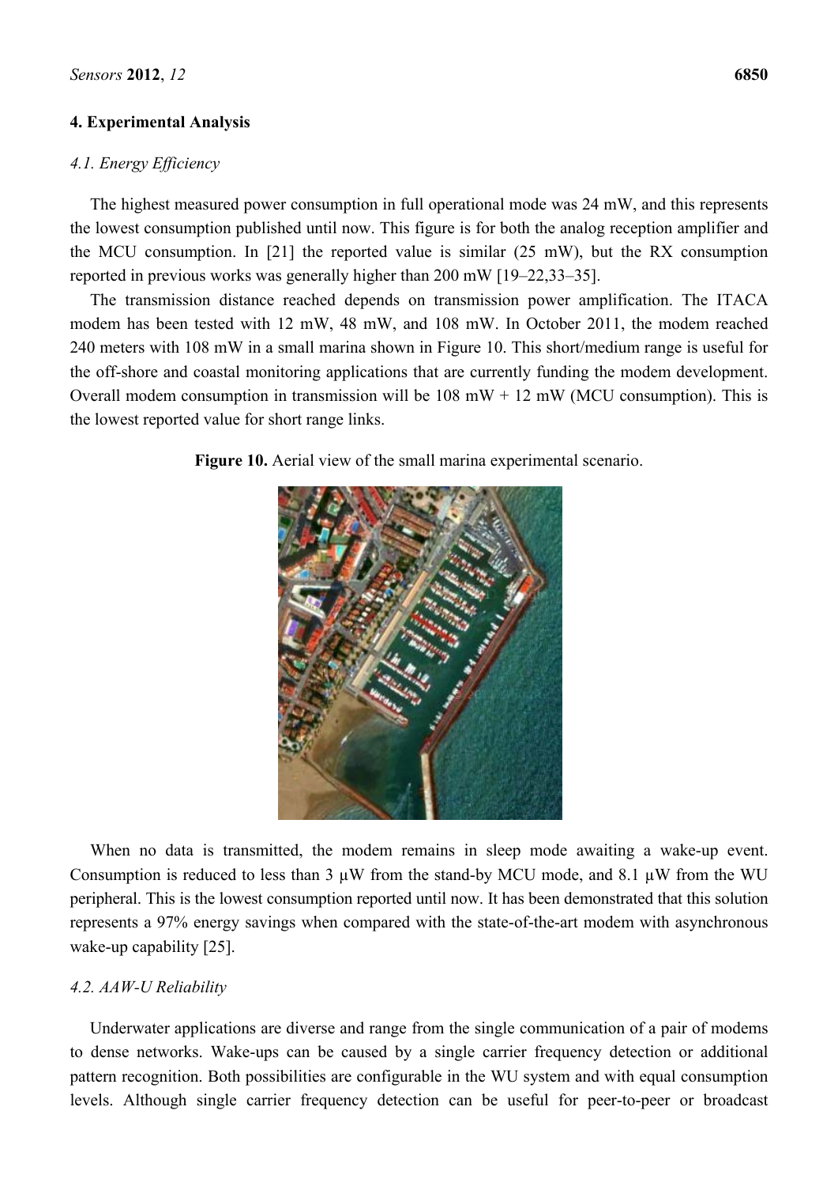## 4. Experimental Analysis

### *4.1. Energy Efficiency*

The highest measured power consumption in full operational mode was 24 mW, and this represents the lowest consumption published until now. This figure is for both the analog reception amplifier and the MCU consumption. In [21] the reported value is similar (25 mW), but the RX consumption reported in previous works was generally higher than 200 mW [19–22,33–35].

The transmission distance reached depends on transmission power amplification. The ITACA modem has been tested with 12 mW, 48 mW, and 108 mW. In October 2011, the modem reached 240 meters with 108 mW in a small marina shown in Figure 10. This short/medium range is useful for the off-shore and coastal monitoring applications that are currently funding the modem development. Overall modem consumption in transmission will be 108 mW + 12 mW (MCU consumption). This is the lowest reported value for short range links.

**Figure 10.** Aerial view of the small marina experimental scenario.

When no data is transmitted, the modem remains in sleep mode awaiting a wake-up event. Consumption is reduced to less than 3 µW from the stand-by MCU mode, and 8.1 µW from the WU peripheral. This is the lowest consumption reported until now. It has been demonstrated that this solution represents a 97% energy savings when compared with the state-of-the-art modem with asynchronous wake-up capability [25].

### *4.2. AAW-U Reliability*

Underwater applications are diverse and range from the single communication of a pair of modems to dense networks. Wake-ups can be caused by a single carrier frequency detection or additional pattern recognition. Both possibilities are configurable in the WU system and with equal consumption levels. Although single carrier frequency detection can be useful for peer-to-peer or broadcast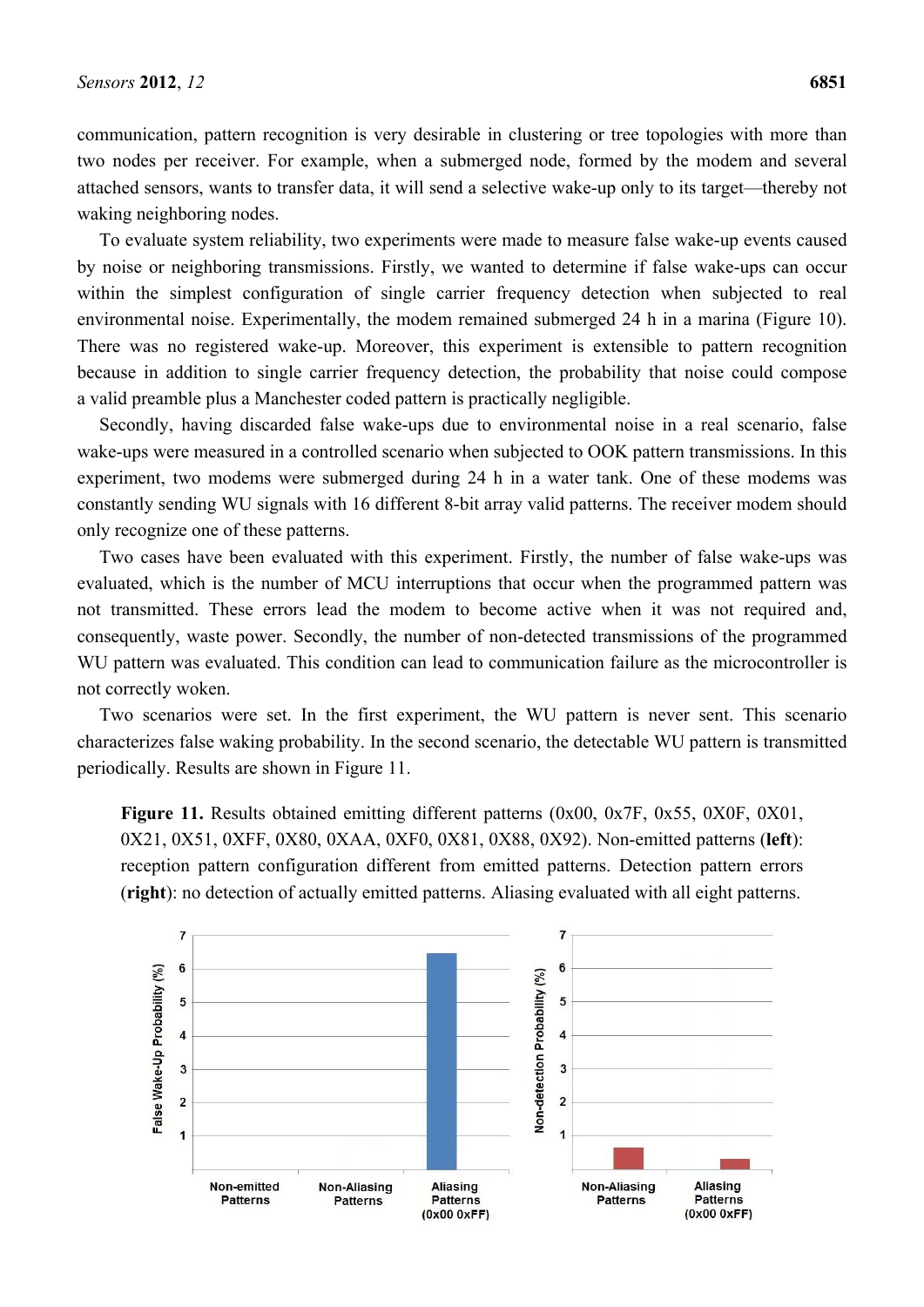communication, pattern recognition is very desirable in clustering or tree topologies with more than two nodes per receiver. For example, when a submerged node, formed by the modem and several attached sensors, wants to transfer data, it will send a selective wake-up only to its target—thereby not waking neighboring nodes.

To evaluate system reliability, two experiments were made to measure false wake-up events caused by noise or neighboring transmissions. Firstly, we wanted to determine if false wake-ups can occur within the simplest configuration of single carrier frequency detection when subjected to real environmental noise. Experimentally, the modem remained submerged 24 h in a marina (Figure 10). There was no registered wake-up. Moreover, this experiment is extensible to pattern recognition because in addition to single carrier frequency detection, the probability that noise could compose a valid preamble plus a Manchester coded pattern is practically negligible.

Secondly, having discarded false wake-ups due to environmental noise in a real scenario, false wake-ups were measured in a controlled scenario when subjected to OOK pattern transmissions. In this experiment, two modems were submerged during 24 h in a water tank. One of these modems was constantly sending WU signals with 16 different 8-bit array valid patterns. The receiver modem should only recognize one of these patterns.

Two cases have been evaluated with this experiment. Firstly, the number of false wake-ups was evaluated, which is the number of MCU interruptions that occur when the programmed pattern was not transmitted. These errors lead the modem to become active when it was not required and, consequently, waste power. Secondly, the number of non-detected transmissions of the programmed WU pattern was evaluated. This condition can lead to communication failure as the microcontroller is not correctly woken.

Two scenarios were set. In the first experiment, the WU pattern is never sent. This scenario characterizes false waking probability. In the second scenario, the detectable WU pattern is transmitted periodically. Results are shown in Figure 11.

**Figure 11.** Results obtained emitting different patterns (0x00, 0x7F, 0x55, 0X0F, 0X01, 0X21, 0X51, 0XFF, 0X80, 0XAA, 0XF0, 0X81, 0X88, 0X92). Non-emitted patterns (**left**): reception pattern configuration different from emitted patterns. Detection pattern errors (**right**): no detection of actually emitted patterns. Aliasing evaluated with all eight patterns.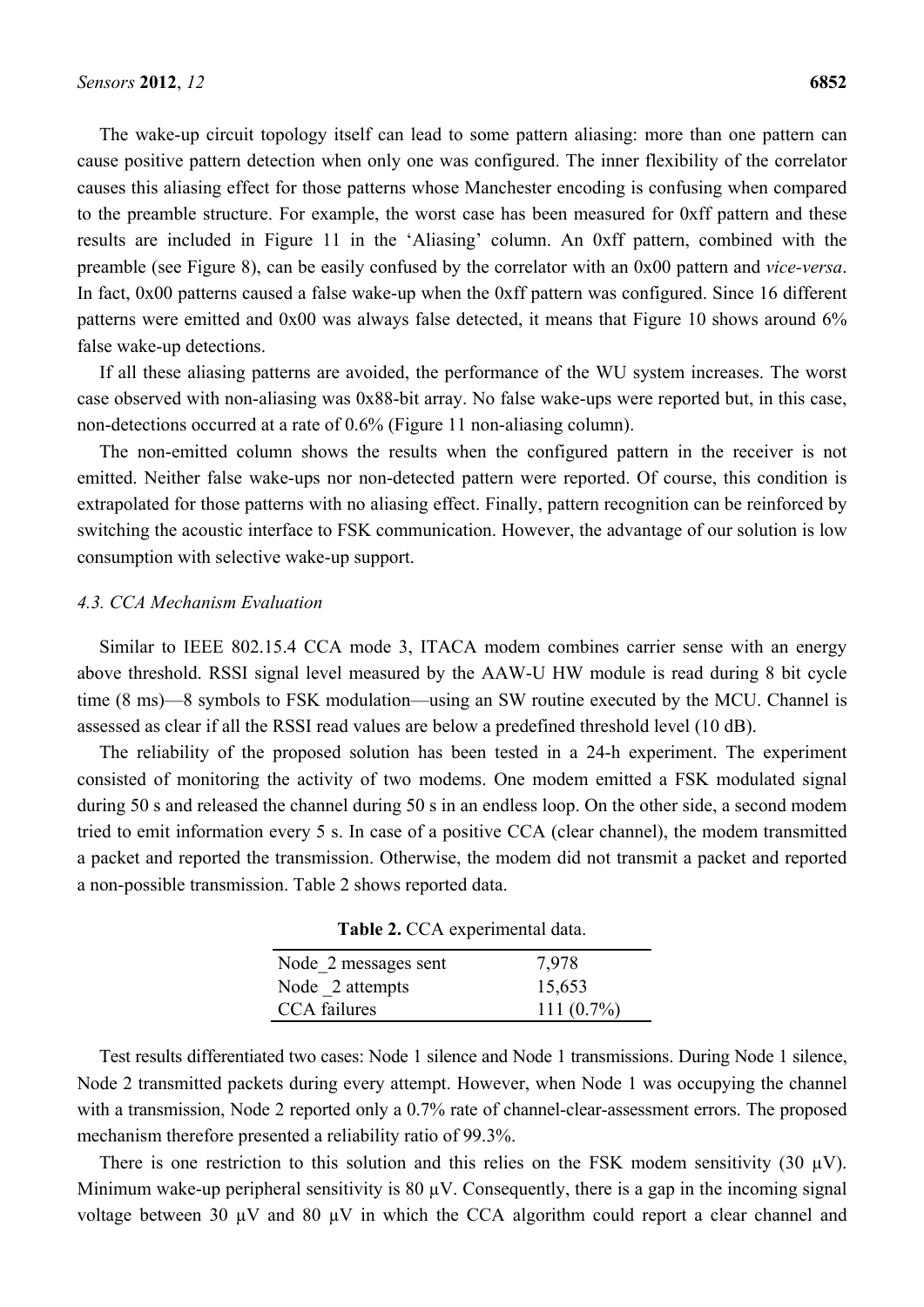The wake-up circuit topology itself can lead to some pattern aliasing: more than one pattern can cause positive pattern detection when only one was configured. The inner flexibility of the correlator causes this aliasing effect for those patterns whose Manchester encoding is confusing when compared to the preamble structure. For example, the worst case has been measured for 0xff pattern and these results are included in Figure 11 in the 'Aliasing' column. An 0xff pattern, combined with the preamble (see Figure 8), can be easily confused by the correlator with an 0x00 pattern and *vice-versa*. In fact, 0x00 patterns caused a false wake-up when the 0xff pattern was configured. Since 16 different patterns were emitted and 0x00 was always false detected, it means that Figure 10 shows around 6% false wake-up detections.

If all these aliasing patterns are avoided, the performance of the WU system increases. The worst case observed with non-aliasing was 0x88-bit array. No false wake-ups were reported but, in this case, non-detections occurred at a rate of 0.6% (Figure 11 non-aliasing column).

The non-emitted column shows the results when the configured pattern in the receiver is not emitted. Neither false wake-ups nor non-detected pattern were reported. Of course, this condition is extrapolated for those patterns with no aliasing effect. Finally, pattern recognition can be reinforced by switching the acoustic interface to FSK communication. However, the advantage of our solution is low consumption with selective wake-up support.

### *4.3. CCA Mechanism Evaluation*

Similar to IEEE 802.15.4 CCA mode 3, ITACA modem combines carrier sense with an energy above threshold. RSSI signal level measured by the AAW-U HW module is read during 8 bit cycle time (8 ms)—8 symbols to FSK modulation—using an SW routine executed by the MCU. Channel is assessed as clear if all the RSSI read values are below a predefined threshold level (10 dB).

The reliability of the proposed solution has been tested in a 24-h experiment. The experiment consisted of monitoring the activity of two modems. One modem emitted a FSK modulated signal during 50 s and released the channel during 50 s in an endless loop. On the other side, a second modem tried to emit information every 5 s. In case of a positive CCA (clear channel), the modem transmitted a packet and reported the transmission. Otherwise, the modem did not transmit a packet and reported a non-possible transmission. Table 2 shows reported data.

**Table 2.** CCA experimental data.

| | |
|---|---|
| Node_2 messages sent | 7,978 |
| Node _2 attempts | 15,653 |
| CCA failures | 111 (0.7%) |

Test results differentiated two cases: Node 1 silence and Node 1 transmissions. During Node 1 silence, Node 2 transmitted packets during every attempt. However, when Node 1 was occupying the channel with a transmission, Node 2 reported only a 0.7% rate of channel-clear-assessment errors. The proposed mechanism therefore presented a reliability ratio of 99.3%.

There is one restriction to this solution and this relies on the FSK modem sensitivity (30 μV). Minimum wake-up peripheral sensitivity is 80 μV. Consequently, there is a gap in the incoming signal voltage between 30 μV and 80 μV in which the CCA algorithm could report a clear channel and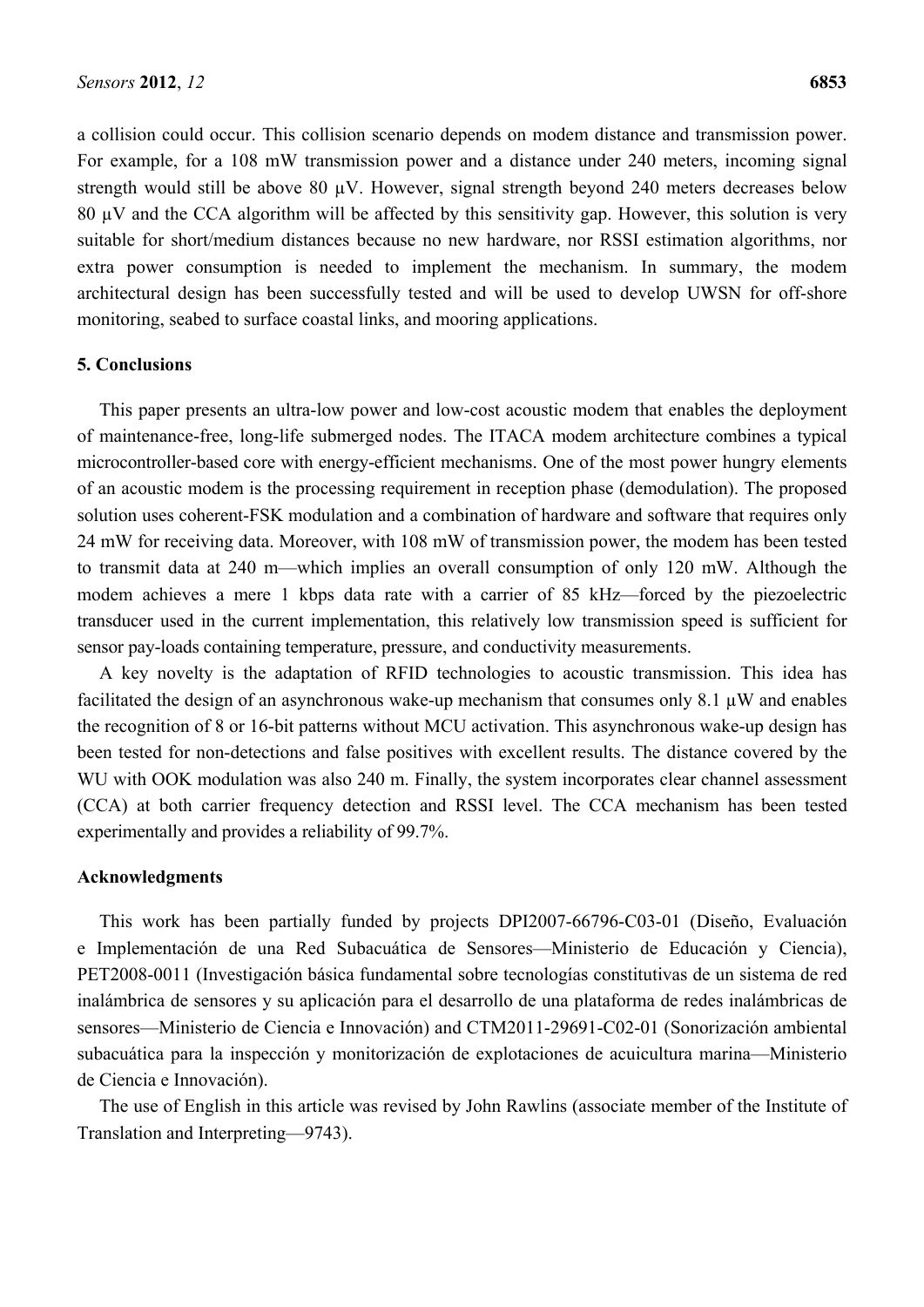a collision could occur. This collision scenario depends on modem distance and transmission power. For example, for a 108 mW transmission power and a distance under 240 meters, incoming signal strength would still be above 80 μV. However, signal strength beyond 240 meters decreases below 80 μV and the CCA algorithm will be affected by this sensitivity gap. However, this solution is very suitable for short/medium distances because no new hardware, nor RSSI estimation algorithms, nor extra power consumption is needed to implement the mechanism. In summary, the modem architectural design has been successfully tested and will be used to develop UWSN for off-shore monitoring, seabed to surface coastal links, and mooring applications.

## 5. Conclusions

This paper presents an ultra-low power and low-cost acoustic modem that enables the deployment of maintenance-free, long-life submerged nodes. The ITACA modem architecture combines a typical microcontroller-based core with energy-efficient mechanisms. One of the most power hungry elements of an acoustic modem is the processing requirement in reception phase (demodulation). The proposed solution uses coherent-FSK modulation and a combination of hardware and software that requires only 24 mW for receiving data. Moreover, with 108 mW of transmission power, the modem has been tested to transmit data at 240 m—which implies an overall consumption of only 120 mW. Although the modem achieves a mere 1 kbps data rate with a carrier of 85 kHz—forced by the piezoelectric transducer used in the current implementation, this relatively low transmission speed is sufficient for sensor pay-loads containing temperature, pressure, and conductivity measurements.

A key novelty is the adaptation of RFID technologies to acoustic transmission. This idea has facilitated the design of an asynchronous wake-up mechanism that consumes only 8.1 μW and enables the recognition of 8 or 16-bit patterns without MCU activation. This asynchronous wake-up design has been tested for non-detections and false positives with excellent results. The distance covered by the WU with OOK modulation was also 240 m. Finally, the system incorporates clear channel assessment (CCA) at both carrier frequency detection and RSSI level. The CCA mechanism has been tested experimentally and provides a reliability of 99.7%.

## Acknowledgments

This work has been partially funded by projects DPI2007-66796-C03-01 (Diseño, Evaluación e Implementación de una Red Subacuática de Sensores—Ministerio de Educación y Ciencia), PET2008-0011 (Investigación básica fundamental sobre tecnologías constitutivas de un sistema de red inalámbrica de sensores y su aplicación para el desarrollo de una plataforma de redes inalámbricas de sensores—Ministerio de Ciencia e Innovación) and CTM2011-29691-C02-01 (Sonorización ambiental subacuática para la inspección y monitorización de explotaciones de acuicultura marina—Ministerio de Ciencia e Innovación).

The use of English in this article was revised by John Rawlins (associate member of the Institute of Translation and Interpreting—9743).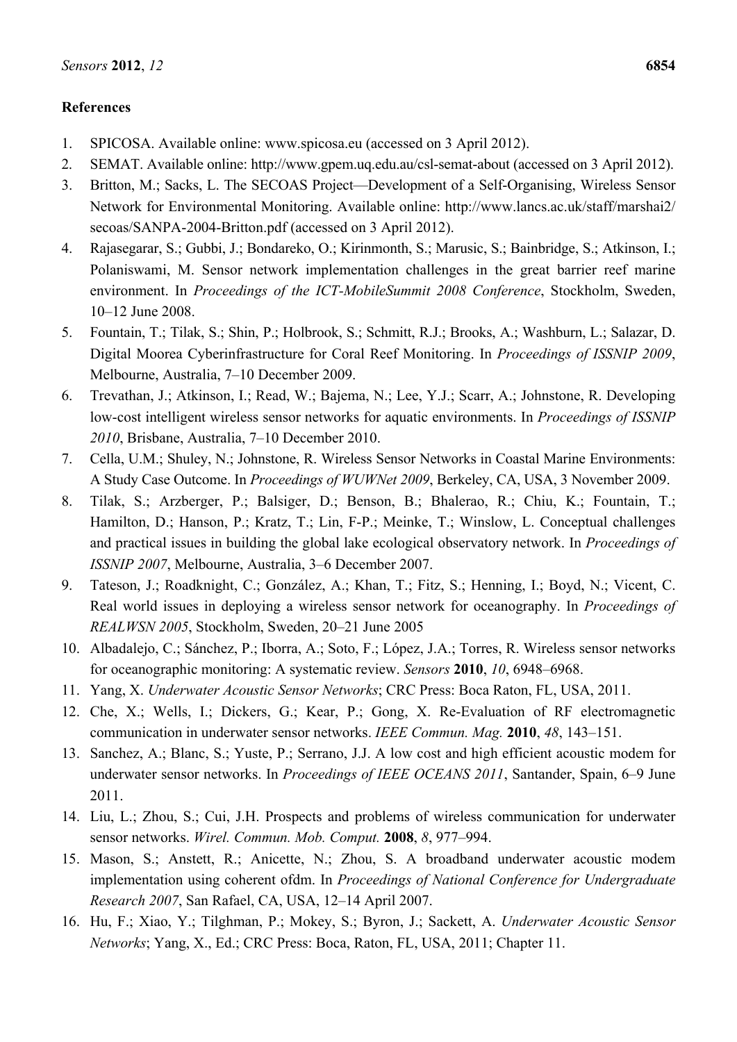## References

1. SPICOSA. Available online: www.spicosa.eu (accessed on 3 April 2012).
2. SEMAT. Available online: http://www.gpem.uq.edu.au/csl-semat-about (accessed on 3 April 2012).
3. Britton, M.; Sacks, L. The SECOAS Project—Development of a Self-Organising, Wireless Sensor Network for Environmental Monitoring. Available online: http://www.lancs.ac.uk/staff/marshai2/secoas/SANPA-2004-Britton.pdf (accessed on 3 April 2012).
4. Rajasegarar, S.; Gubbi, J.; Bondareko, O.; Kirinmonth, S.; Marusic, S.; Bainbridge, S.; Atkinson, I.; Polaniswami, M. Sensor network implementation challenges in the great barrier reef marine environment. In *Proceedings of the ICT-MobileSummit 2008 Conference*, Stockholm, Sweden, 10–12 June 2008.
5. Fountain, T.; Tilak, S.; Shin, P.; Holbrook, S.; Schmitt, R.J.; Brooks, A.; Washburn, L.; Salazar, D. Digital Moorea Cyberinfrastructure for Coral Reef Monitoring. In *Proceedings of ISSNIP 2009*, Melbourne, Australia, 7–10 December 2009.
6. Trevathan, J.; Atkinson, I.; Read, W.; Bajema, N.; Lee, Y.J.; Scarr, A.; Johnstone, R. Developing low-cost intelligent wireless sensor networks for aquatic environments. In *Proceedings of ISSNIP 2010*, Brisbane, Australia, 7–10 December 2010.
7. Cella, U.M.; Shuley, N.; Johnstone, R. Wireless Sensor Networks in Coastal Marine Environments: A Study Case Outcome. In *Proceedings of WUWNet 2009*, Berkeley, CA, USA, 3 November 2009.
8. Tilak, S.; Arzberger, P.; Balsiger, D.; Benson, B.; Bhalerao, R.; Chiu, K.; Fountain, T.; Hamilton, D.; Hanson, P.; Kratz, T.; Lin, F-P.; Meinke, T.; Winslow, L. Conceptual challenges and practical issues in building the global lake ecological observatory network. In *Proceedings of ISSNIP 2007*, Melbourne, Australia, 3–6 December 2007.
9. Tateson, J.; Roadknight, C.; González, A.; Khan, T.; Fitz, S.; Henning, I.; Boyd, N.; Vicent, C. Real world issues in deploying a wireless sensor network for oceanography. In *Proceedings of REALWSN 2005*, Stockholm, Sweden, 20–21 June 2005
10. Albadalejo, C.; Sánchez, P.; Iborra, A.; Soto, F.; López, J.A.; Torres, R. Wireless sensor networks for oceanographic monitoring: A systematic review. *Sensors* **2010**, *10*, 6948–6968.
11. Yang, X. *Underwater Acoustic Sensor Networks*; CRC Press: Boca Raton, FL, USA, 2011.
12. Che, X.; Wells, I.; Dickers, G.; Kear, P.; Gong, X. Re-Evaluation of RF electromagnetic communication in underwater sensor networks. *IEEE Commun. Mag.* **2010**, *48*, 143–151.
13. Sanchez, A.; Blanc, S.; Yuste, P.; Serrano, J.J. A low cost and high efficient acoustic modem for underwater sensor networks. In *Proceedings of IEEE OCEANS 2011*, Santander, Spain, 6–9 June 2011.
14. Liu, L.; Zhou, S.; Cui, J.H. Prospects and problems of wireless communication for underwater sensor networks. *Wirel. Commun. Mob. Comput.* **2008**, *8*, 977–994.
15. Mason, S.; Anstett, R.; Anicette, N.; Zhou, S. A broadband underwater acoustic modem implementation using coherent ofdm. In *Proceedings of National Conference for Undergraduate Research 2007*, San Rafael, CA, USA, 12–14 April 2007.
16. Hu, F.; Xiao, Y.; Tilghman, P.; Mokey, S.; Byron, J.; Sackett, A. *Underwater Acoustic Sensor Networks*; Yang, X., Ed.; CRC Press: Boca, Raton, FL, USA, 2011; Chapter 11.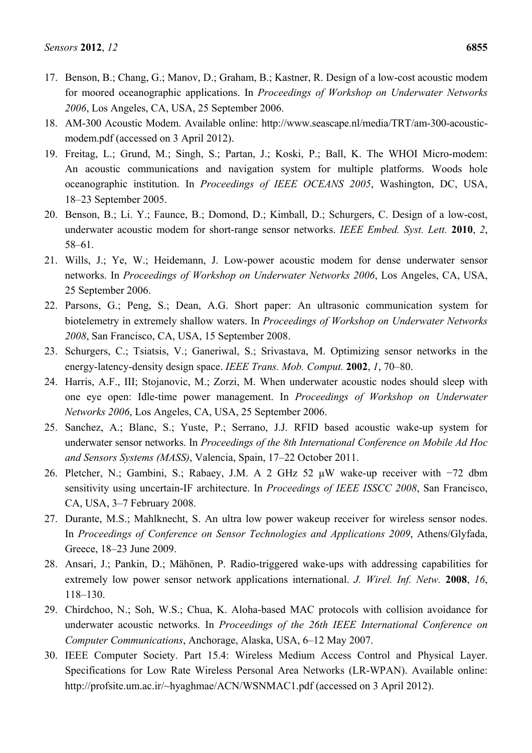17. Benson, B.; Chang, G.; Manov, D.; Graham, B.; Kastner, R. Design of a low-cost acoustic modem for moored oceanographic applications. In *Proceedings of Workshop on Underwater Networks 2006*, Los Angeles, CA, USA, 25 September 2006.
18. AM-300 Acoustic Modem. Available online: http://www.seascape.nl/media/TRT/am-300-acoustic-modem.pdf (accessed on 3 April 2012).
19. Freitag, L.; Grund, M.; Singh, S.; Partan, J.; Koski, P.; Ball, K. The WHOI Micro-modem: An acoustic communications and navigation system for multiple platforms. Woods hole oceanographic institution. In *Proceedings of IEEE OCEANS 2005*, Washington, DC, USA, 18–23 September 2005.
20. Benson, B.; Li. Y.; Faunce, B.; Domond, D.; Kimball, D.; Schurgers, C. Design of a low-cost, underwater acoustic modem for short-range sensor networks. *IEEE Embed. Syst. Lett.* **2010**, *2*, 58–61.
21. Wills, J.; Ye, W.; Heidemann, J. Low-power acoustic modem for dense underwater sensor networks. In *Proceedings of Workshop on Underwater Networks 2006*, Los Angeles, CA, USA, 25 September 2006.
22. Parsons, G.; Peng, S.; Dean, A.G. Short paper: An ultrasonic communication system for biotelemetry in extremely shallow waters. In *Proceedings of Workshop on Underwater Networks 2008*, San Francisco, CA, USA, 15 September 2008.
23. Schurgers, C.; Tsiatsis, V.; Ganeriwal, S.; Srivastava, M. Optimizing sensor networks in the energy-latency-density design space. *IEEE Trans. Mob. Comput.* **2002**, *1*, 70–80.
24. Harris, A.F., III; Stojanovic, M.; Zorzi, M. When underwater acoustic nodes should sleep with one eye open: Idle-time power management. In *Proceedings of Workshop on Underwater Networks 2006*, Los Angeles, CA, USA, 25 September 2006.
25. Sanchez, A.; Blanc, S.; Yuste, P.; Serrano, J.J. RFID based acoustic wake-up system for underwater sensor networks. In *Proceedings of the 8th International Conference on Mobile Ad Hoc and Sensors Systems (MASS)*, Valencia, Spain, 17–22 October 2011.
26. Pletcher, N.; Gambini, S.; Rabaey, J.M. A 2 GHz 52 μW wake-up receiver with −72 dbm sensitivity using uncertain-IF architecture. In *Proceedings of IEEE ISSCC 2008*, San Francisco, CA, USA, 3–7 February 2008.
27. Durante, M.S.; Mahlknecht, S. An ultra low power wakeup receiver for wireless sensor nodes. In *Proceedings of Conference on Sensor Technologies and Applications 2009*, Athens/Glyfada, Greece, 18–23 June 2009.
28. Ansari, J.; Pankin, D.; Mähönen, P. Radio-triggered wake-ups with addressing capabilities for extremely low power sensor network applications international. *J. Wirel. Inf. Netw.* **2008**, *16*, 118–130.
29. Chirdchoo, N.; Soh, W.S.; Chua, K. Aloha-based MAC protocols with collision avoidance for underwater acoustic networks. In *Proceedings of the 26th IEEE International Conference on Computer Communications*, Anchorage, Alaska, USA, 6–12 May 2007.
30. IEEE Computer Society. Part 15.4: Wireless Medium Access Control and Physical Layer. Specifications for Low Rate Wireless Personal Area Networks (LR-WPAN). Available online: http://profsite.um.ac.ir/~hyaghmae/ACN/WSNMAC1.pdf (accessed on 3 April 2012).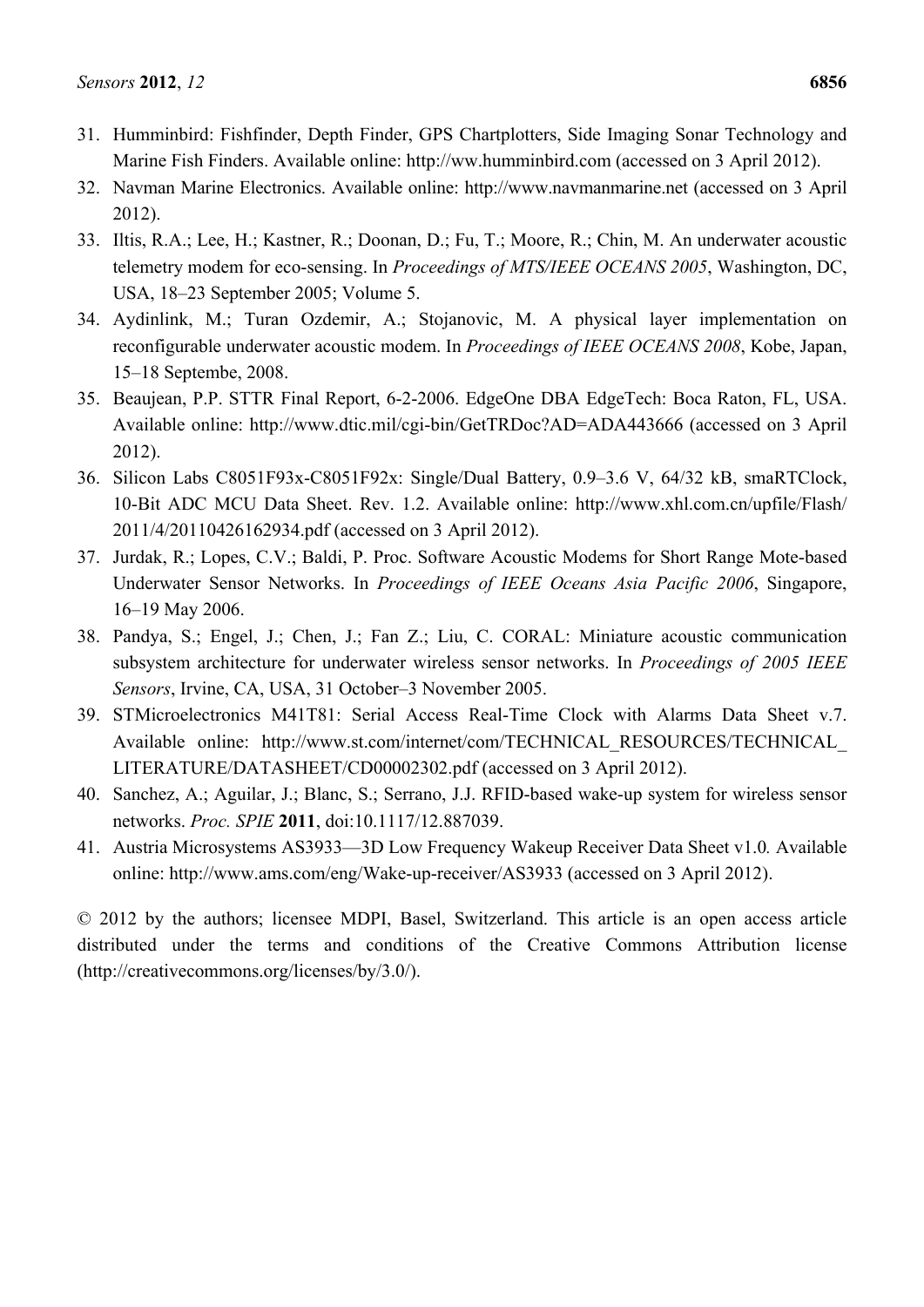31. Humminbird: Fishfinder, Depth Finder, GPS Chartplotters, Side Imaging Sonar Technology and Marine Fish Finders. Available online: http://ww.humminbird.com (accessed on 3 April 2012).
32. Navman Marine Electronics. Available online: http://www.navmanmarine.net (accessed on 3 April 2012).
33. Iltis, R.A.; Lee, H.; Kastner, R.; Doonan, D.; Fu, T.; Moore, R.; Chin, M. An underwater acoustic telemetry modem for eco-sensing. In *Proceedings of MTS/IEEE OCEANS 2005*, Washington, DC, USA, 18–23 September 2005; Volume 5.
34. Aydinlink, M.; Turan Ozdemir, A.; Stojanovic, M. A physical layer implementation on reconfigurable underwater acoustic modem. In *Proceedings of IEEE OCEANS 2008*, Kobe, Japan, 15–18 Septembe, 2008.
35. Beaujean, P.P. STTR Final Report, 6-2-2006. EdgeOne DBA EdgeTech: Boca Raton, FL, USA. Available online: http://www.dtic.mil/cgi-bin/GetTRDoc?AD=ADA443666 (accessed on 3 April 2012).
36. Silicon Labs C8051F93x-C8051F92x: Single/Dual Battery, 0.9–3.6 V, 64/32 kB, smaRTClock, 10-Bit ADC MCU Data Sheet. Rev. 1.2. Available online: http://www.xhl.com.cn/upfile/Flash/2011/4/20110426162934.pdf (accessed on 3 April 2012).
37. Jurdak, R.; Lopes, C.V.; Baldi, P. Proc. Software Acoustic Modems for Short Range Mote-based Underwater Sensor Networks. In *Proceedings of IEEE Oceans Asia Pacific 2006*, Singapore, 16–19 May 2006.
38. Pandya, S.; Engel, J.; Chen, J.; Fan Z.; Liu, C. CORAL: Miniature acoustic communication subsystem architecture for underwater wireless sensor networks. In *Proceedings of 2005 IEEE Sensors*, Irvine, CA, USA, 31 October–3 November 2005.
39. STMicroelectronics M41T81: Serial Access Real-Time Clock with Alarms Data Sheet v.7. Available online: http://www.st.com/internet/com/TECHNICAL_RESOURCES/TECHNICAL_LITERATURE/DATASHEET/CD00002302.pdf (accessed on 3 April 2012).
40. Sanchez, A.; Aguilar, J.; Blanc, S.; Serrano, J.J. RFID-based wake-up system for wireless sensor networks. *Proc. SPIE* **2011**, doi:10.1117/12.887039.
41. Austria Microsystems AS3933—3D Low Frequency Wakeup Receiver Data Sheet v1.0*.* Available online: http://www.ams.com/eng/Wake-up-receiver/AS3933 (accessed on 3 April 2012).

© 2012 by the authors; licensee MDPI, Basel, Switzerland. This article is an open access article distributed under the terms and conditions of the Creative Commons Attribution license (http://creativecommons.org/licenses/by/3.0/).